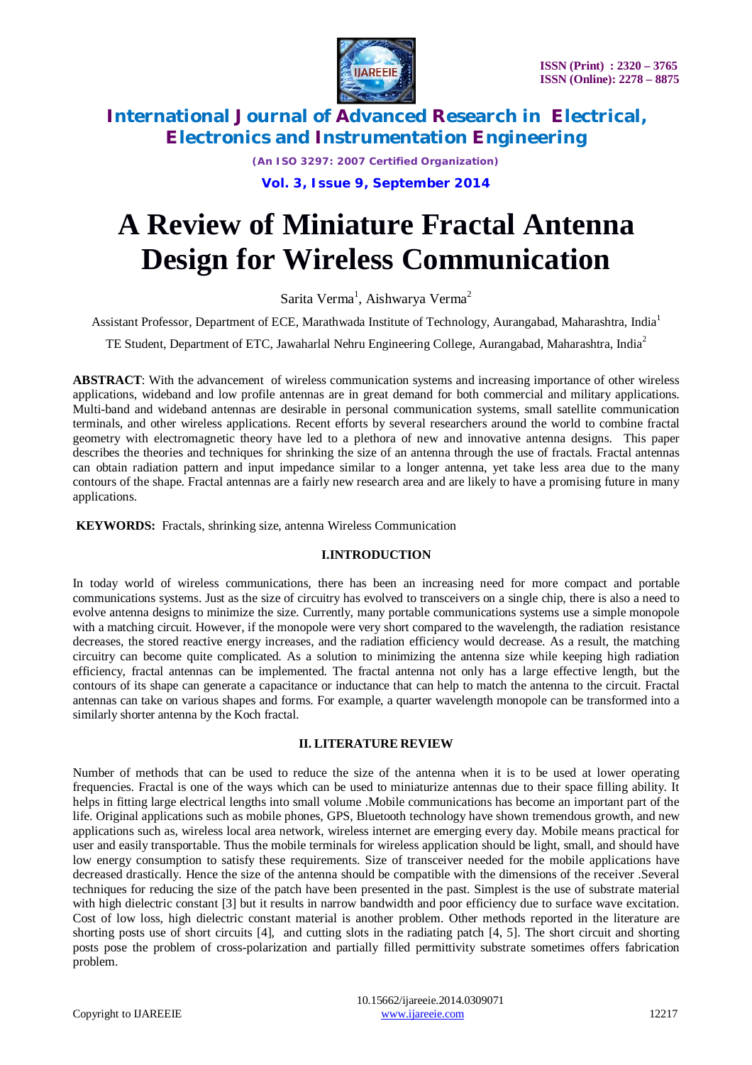# A Review of Miniature Fractal Antenna Design for Wireless Communication

Sarita Verma[1], Aishwarya Verma[2]

Assistant Professor, Department of ECE, Marathwada Institute of Technology, Aurangabad, Maharashtra, India[1]

TE Student, Department of ETC, Jawaharlal Nehru Engineering College, Aurangabad, Maharashtra, India[2]

**ABSTRACT**: With the advancement of wireless communication systems and increasing importance of other wireless applications, wideband and low profile antennas are in great demand for both commercial and military applications. Multi-band and wideband antennas are desirable in personal communication systems, small satellite communication terminals, and other wireless applications. Recent efforts by several researchers around the world to combine fractal geometry with electromagnetic theory have led to a plethora of new and innovative antenna designs. This paper describes the theories and techniques for shrinking the size of an antenna through the use of fractals. Fractal antennas can obtain radiation pattern and input impedance similar to a longer antenna, yet take less area due to the many contours of the shape. Fractal antennas are a fairly new research area and are likely to have a promising future in many applications.

**KEYWORDS:** Fractals, shrinking size, antenna Wireless Communication

## I.INTRODUCTION

In today world of wireless communications, there has been an increasing need for more compact and portable communications systems. Just as the size of circuitry has evolved to transceivers on a single chip, there is also a need to evolve antenna designs to minimize the size. Currently, many portable communications systems use a simple monopole with a matching circuit. However, if the monopole were very short compared to the wavelength, the radiation resistance decreases, the stored reactive energy increases, and the radiation efficiency would decrease. As a result, the matching circuitry can become quite complicated. As a solution to minimizing the antenna size while keeping high radiation efficiency, fractal antennas can be implemented. The fractal antenna not only has a large effective length, but the contours of its shape can generate a capacitance or inductance that can help to match the antenna to the circuit. Fractal antennas can take on various shapes and forms. For example, a quarter wavelength monopole can be transformed into a similarly shorter antenna by the Koch fractal.

## II. LITERATURE REVIEW

Number of methods that can be used to reduce the size of the antenna when it is to be used at lower operating frequencies. Fractal is one of the ways which can be used to miniaturize antennas due to their space filling ability. It helps in fitting large electrical lengths into small volume .Mobile communications has become an important part of the life. Original applications such as mobile phones, GPS, Bluetooth technology have shown tremendous growth, and new applications such as, wireless local area network, wireless internet are emerging every day. Mobile means practical for user and easily transportable. Thus the mobile terminals for wireless application should be light, small, and should have low energy consumption to satisfy these requirements. Size of transceiver needed for the mobile applications have decreased drastically. Hence the size of the antenna should be compatible with the dimensions of the receiver .Several techniques for reducing the size of the patch have been presented in the past. Simplest is the use of substrate material with high dielectric constant [3] but it results in narrow bandwidth and poor efficiency due to surface wave excitation. Cost of low loss, high dielectric constant material is another problem. Other methods reported in the literature are shorting posts use of short circuits [4], and cutting slots in the radiating patch [4, 5]. The short circuit and shorting posts pose the problem of cross-polarization and partially filled permittivity substrate sometimes offers fabrication problem.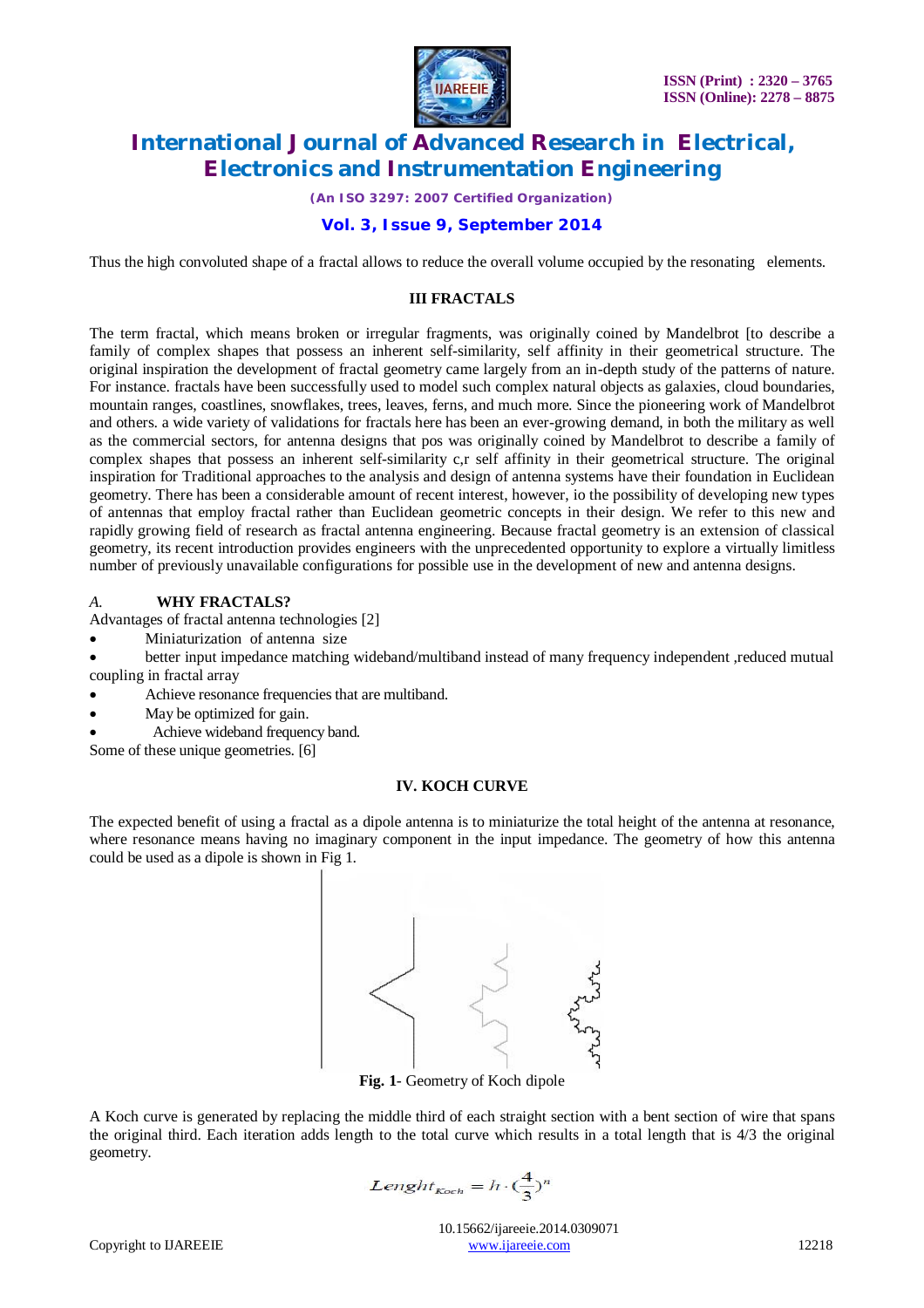Thus the high convoluted shape of a fractal allows to reduce the overall volume occupied by the resonating elements.

## III FRACTALS

The term fractal, which means broken or irregular fragments, was originally coined by Mandelbrot [to describe a family of complex shapes that possess an inherent self-similarity, self affinity in their geometrical structure. The original inspiration the development of fractal geometry came largely from an in-depth study of the patterns of nature. For instance. fractals have been successfully used to model such complex natural objects as galaxies, cloud boundaries, mountain ranges, coastlines, snowflakes, trees, leaves, ferns, and much more. Since the pioneering work of Mandelbrot and others. a wide variety of validations for fractals here has been an ever-growing demand, in both the military as well as the commercial sectors, for antenna designs that pos was originally coined by Mandelbrot to describe a family of complex shapes that possess an inherent self-similarity c,r self affinity in their geometrical structure. The original inspiration for Traditional approaches to the analysis and design of antenna systems have their foundation in Euclidean geometry. There has been a considerable amount of recent interest, however, io the possibility of developing new types of antennas that employ fractal rather than Euclidean geometric concepts in their design. We refer to this new and rapidly growing field of research as fractal antenna engineering. Because fractal geometry is an extension of classical geometry, its recent introduction provides engineers with the unprecedented opportunity to explore a virtually limitless number of previously unavailable configurations for possible use in the development of new and antenna designs.

### *A.* WHY FRACTALS?

Advantages of fractal antenna technologies [2]

- Miniaturization of antenna size
- better input impedance matching wideband/multiband instead of many frequency independent ,reduced mutual coupling in fractal array
- Achieve resonance frequencies that are multiband.
- May be optimized for gain.
- Achieve wideband frequency band.

Some of these unique geometries. [6]

## IV. KOCH CURVE

The expected benefit of using a fractal as a dipole antenna is to miniaturize the total height of the antenna at resonance, where resonance means having no imaginary component in the input impedance. The geometry of how this antenna could be used as a dipole is shown in Fig 1.

**Fig. 1**- Geometry of Koch dipole

A Koch curve is generated by replacing the middle third of each straight section with a bent section of wire that spans the original third. Each iteration adds length to the total curve which results in a total length that is 4/3 the original geometry.

$$Lenght_{Koch} = h \cdot (\frac{4}{3})^n$$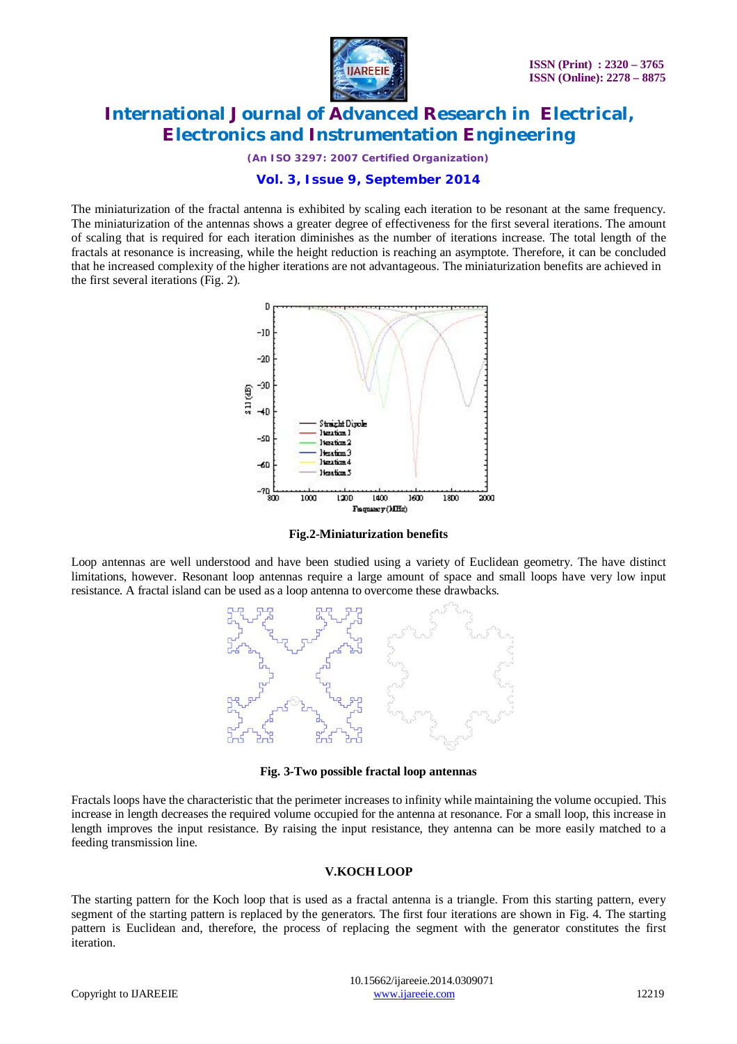The miniaturization of the fractal antenna is exhibited by scaling each iteration to be resonant at the same frequency. The miniaturization of the antennas shows a greater degree of effectiveness for the first several iterations. The amount of scaling that is required for each iteration diminishes as the number of iterations increase. The total length of the fractals at resonance is increasing, while the height reduction is reaching an asymptote. Therefore, it can be concluded that he increased complexity of the higher iterations are not advantageous. The miniaturization benefits are achieved in the first several iterations (Fig. 2).

0
-10
-20
-30
-40
-50
-60
-70
S11 (dB)
800
1000
1200
1400
1600
1800
2000
Frequency (MHz)
Straight Dipole
Iteration 1
Iteration 2
Iteration 3
Iteration 4
Iteration 5

**Fig.2-Miniaturization benefits**

Loop antennas are well understood and have been studied using a variety of Euclidean geometry. The have distinct limitations, however. Resonant loop antennas require a large amount of space and small loops have very low input resistance. A fractal island can be used as a loop antenna to overcome these drawbacks.

**Fig. 3-Two possible fractal loop antennas**

Fractals loops have the characteristic that the perimeter increases to infinity while maintaining the volume occupied. This increase in length decreases the required volume occupied for the antenna at resonance. For a small loop, this increase in length improves the input resistance. By raising the input resistance, they antenna can be more easily matched to a feeding transmission line.

## V.KOCH LOOP

The starting pattern for the Koch loop that is used as a fractal antenna is a triangle. From this starting pattern, every segment of the starting pattern is replaced by the generators. The first four iterations are shown in Fig. 4. The starting pattern is Euclidean and, therefore, the process of replacing the segment with the generator constitutes the first iteration.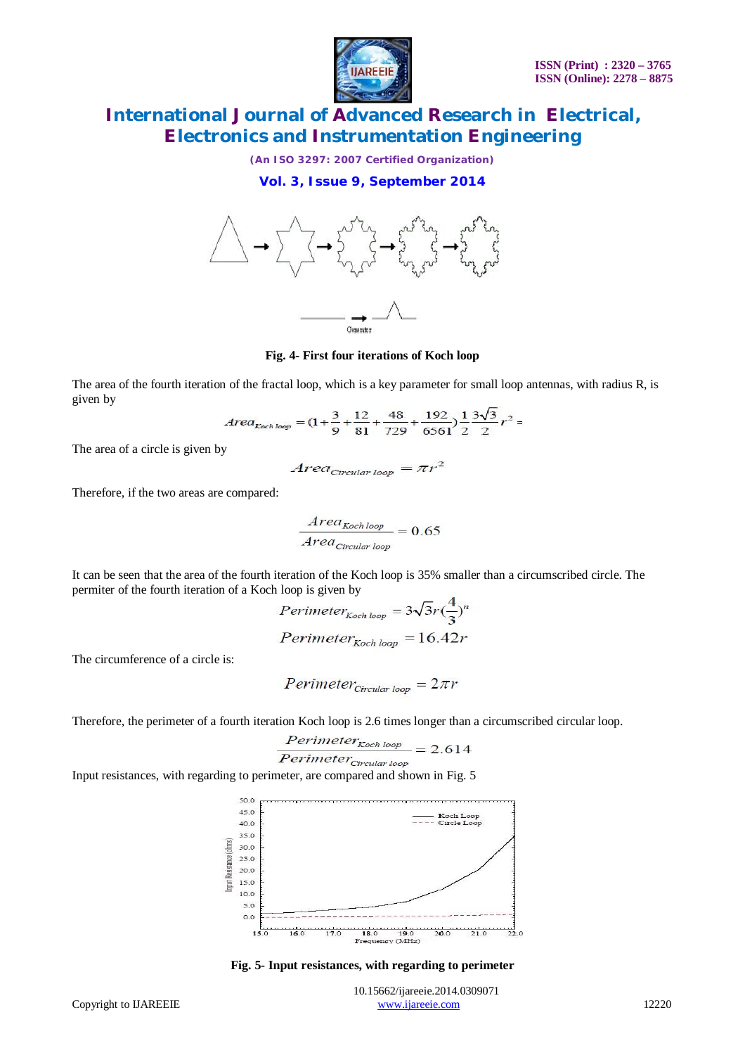Generator

**Fig. 4- First four iterations of Koch loop**

The area of the fourth iteration of the fractal loop, which is a key parameter for small loop antennas, with radius R, is given by

$$Area_{Koch\ loop} = (1 + \frac{3}{9} + \frac{12}{81} + \frac{48}{729} + \frac{192}{6561})\frac{1}{2}\frac{3\sqrt{3}}{2}r^2 =$$

The area of a circle is given by

$$Area_{Circular\ loop} = \pi r^2$$

Therefore, if the two areas are compared:

$$\frac{Area_{Koch\ loop}}{Area_{Circular\ loop}} = 0.65$$

It can be seen that the area of the fourth iteration of the Koch loop is 35% smaller than a circumscribed circle. The permiter of the fourth iteration of a Koch loop is given by

$$Perimeter_{Koch\ loop} = 3\sqrt{3}r(\frac{4}{3})^n$$

$$Perimeter_{Koch\ loop} = 16.42r$$

The circumference of a circle is:

$$Perimeter_{Circular\ loop} = 2\pi r$$

Therefore, the perimeter of a fourth iteration Koch loop is 2.6 times longer than a circumscribed circular loop.

$$\frac{Perimeter_{Koch\ loop}}{Perimeter_{Circular\ loop}} = 2.614$$

Input resistances, with regarding to perimeter, are compared and shown in Fig. 5

Input Resistance (ohms)
50.0
45.0
40.0
35.0
30.0
25.0
20.0
15.0
10.0
5.0
0.0
15.0
16.0
17.0
18.0
19.0
20.0
21.0
22.0
Frequency (MHz)
Koch Loop
Circle Loop

**Fig. 5- Input resistances, with regarding to perimeter**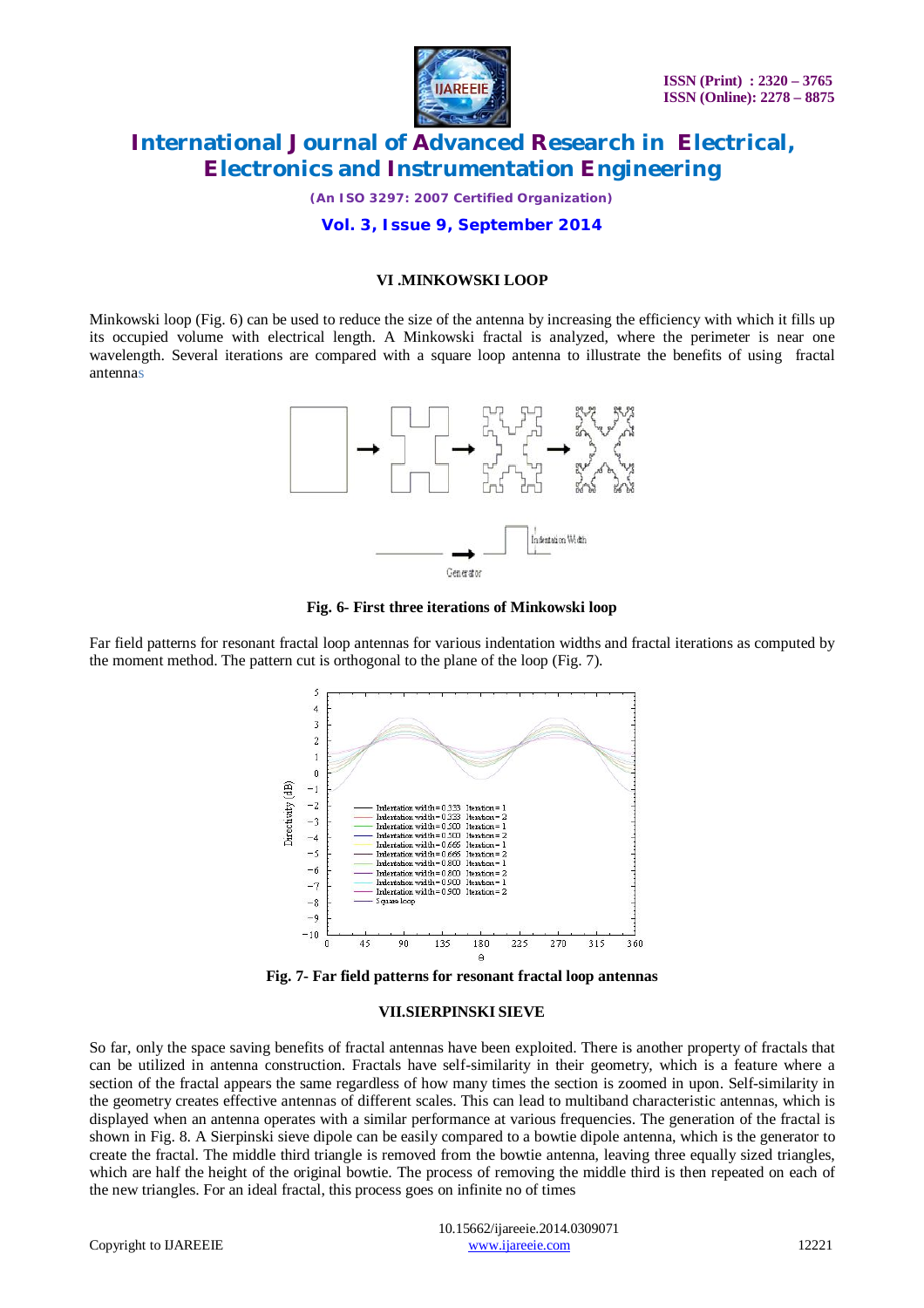### VI .MINKOWSKI LOOP

Minkowski loop (Fig. 6) can be used to reduce the size of the antenna by increasing the efficiency with which it fills up its occupied volume with electrical length. A Minkowski fractal is analyzed, where the perimeter is near one wavelength. Several iterations are compared with a square loop antenna to illustrate the benefits of using fractal antennas

**Fig. 6- First three iterations of Minkowski loop**

Far field patterns for resonant fractal loop antennas for various indentation widths and fractal iterations as computed by the moment method. The pattern cut is orthogonal to the plane of the loop (Fig. 7).

**Fig. 7- Far field patterns for resonant fractal loop antennas**

### VII.SIERPINSKI SIEVE

So far, only the space saving benefits of fractal antennas have been exploited. There is another property of fractals that can be utilized in antenna construction. Fractals have self-similarity in their geometry, which is a feature where a section of the fractal appears the same regardless of how many times the section is zoomed in upon. Self-similarity in the geometry creates effective antennas of different scales. This can lead to multiband characteristic antennas, which is displayed when an antenna operates with a similar performance at various frequencies. The generation of the fractal is shown in Fig. 8. A Sierpinski sieve dipole can be easily compared to a bowtie dipole antenna, which is the generator to create the fractal. The middle third triangle is removed from the bowtie antenna, leaving three equally sized triangles, which are half the height of the original bowtie. The process of removing the middle third is then repeated on each of the new triangles. For an ideal fractal, this process goes on infinite no of times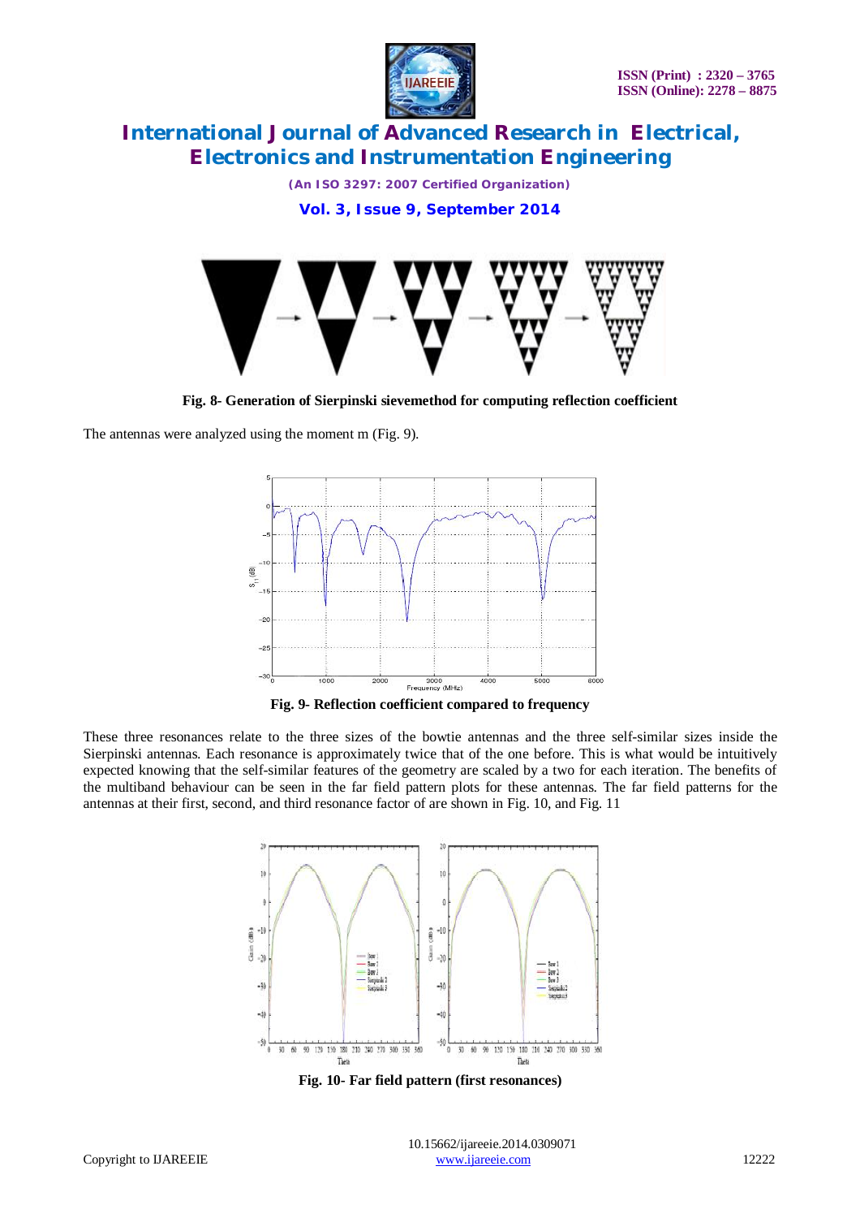Fig. 8- Generation of Sierpinski sievemethod for computing reflection coefficient

The antennas were analyzed using the moment m (Fig. 9).

5
0
-5
-10
-15
-20
-25
-30
$S_{11}$ (dB)
0
1000
2000
3000
4000
5000
6000
Frequency (MHz)

Fig. 9- Reflection coefficient compared to frequency

These three resonances relate to the three sizes of the bowtie antennas and the three self-similar sizes inside the Sierpinski antennas. Each resonance is approximately twice that of the one before. This is what would be intuitively expected knowing that the self-similar features of the geometry are scaled by a two for each iteration. The benefits of the multiband behaviour can be seen in the far field pattern plots for these antennas. The far field patterns for the antennas at their first, second, and third resonance factor of are shown in Fig. 10, and Fig. 11

20
10
0
-10
-20
-30
-40
-50
Gain (dBi)
0 30 60 90 120 150 180 210 240 270 300 330 360
Theta
Bow 1
Bow 2
Bow 3
Sierpinski 2
Sierpinski 3

Fig. 10- Far field pattern (first resonances)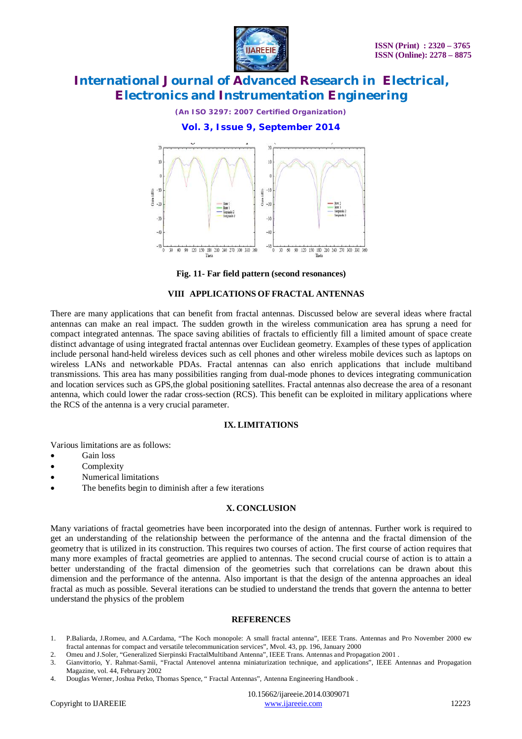20

10

0

-10

-20

-30

-40

-50

Gain (dBi)

0 30 60 90 120 150 180 210 240 270 300 330 360

Theta

Bow 1

Bow 3

Sierpinski 2

Sierpinski 3

Bow 2

Bow 3

Sierpinski 2

Sierpinski 3

**Fig. 11- Far field pattern (second resonances)**

## VIII APPLICATIONS OF FRACTAL ANTENNAS

There are many applications that can benefit from fractal antennas. Discussed below are several ideas where fractal antennas can make an real impact. The sudden growth in the wireless communication area has sprung a need for compact integrated antennas. The space saving abilities of fractals to efficiently fill a limited amount of space create distinct advantage of using integrated fractal antennas over Euclidean geometry. Examples of these types of application include personal hand-held wireless devices such as cell phones and other wireless mobile devices such as laptops on wireless LANs and networkable PDAs. Fractal antennas can also enrich applications that include multiband transmissions. This area has many possibilities ranging from dual-mode phones to devices integrating communication and location services such as GPS,the global positioning satellites. Fractal antennas also decrease the area of a resonant antenna, which could lower the radar cross-section (RCS). This benefit can be exploited in military applications where the RCS of the antenna is a very crucial parameter.

## IX. LIMITATIONS

Various limitations are as follows:

- Gain loss
- Complexity
- Numerical limitations
- The benefits begin to diminish after a few iterations

## X. CONCLUSION

Many variations of fractal geometries have been incorporated into the design of antennas. Further work is required to get an understanding of the relationship between the performance of the antenna and the fractal dimension of the geometry that is utilized in its construction. This requires two courses of action. The first course of action requires that many more examples of fractal geometries are applied to antennas. The second crucial course of action is to attain a better understanding of the fractal dimension of the geometries such that correlations can be drawn about this dimension and the performance of the antenna. Also important is that the design of the antenna approaches an ideal fractal as much as possible. Several iterations can be studied to understand the trends that govern the antenna to better understand the physics of the problem

## REFERENCES

1. P.Baliarda, J.Romeu, and A.Cardama, "The Koch monopole: A small fractal antenna", IEEE Trans. Antennas and Pro November 2000 ew fractal antennas for compact and versatile telecommunication services", Mvol. 43, pp. 196, January 2000
2. Omeu and J.Soler, "Generalized Sierpinski FractalMultiband Antenna", IEEE Trans. Antennas and Propagation 2001 .
3. Gianvittorio, Y. Rahmat-Samii, "Fractal Antenovel antenna miniaturization technique, and applications", IEEE Antennas and Propagation Magazine, vol. 44, February 2002
4. Douglas Werner, Joshua Petko, Thomas Spence, " Fractal Antennas", Antenna Engineering Handbook .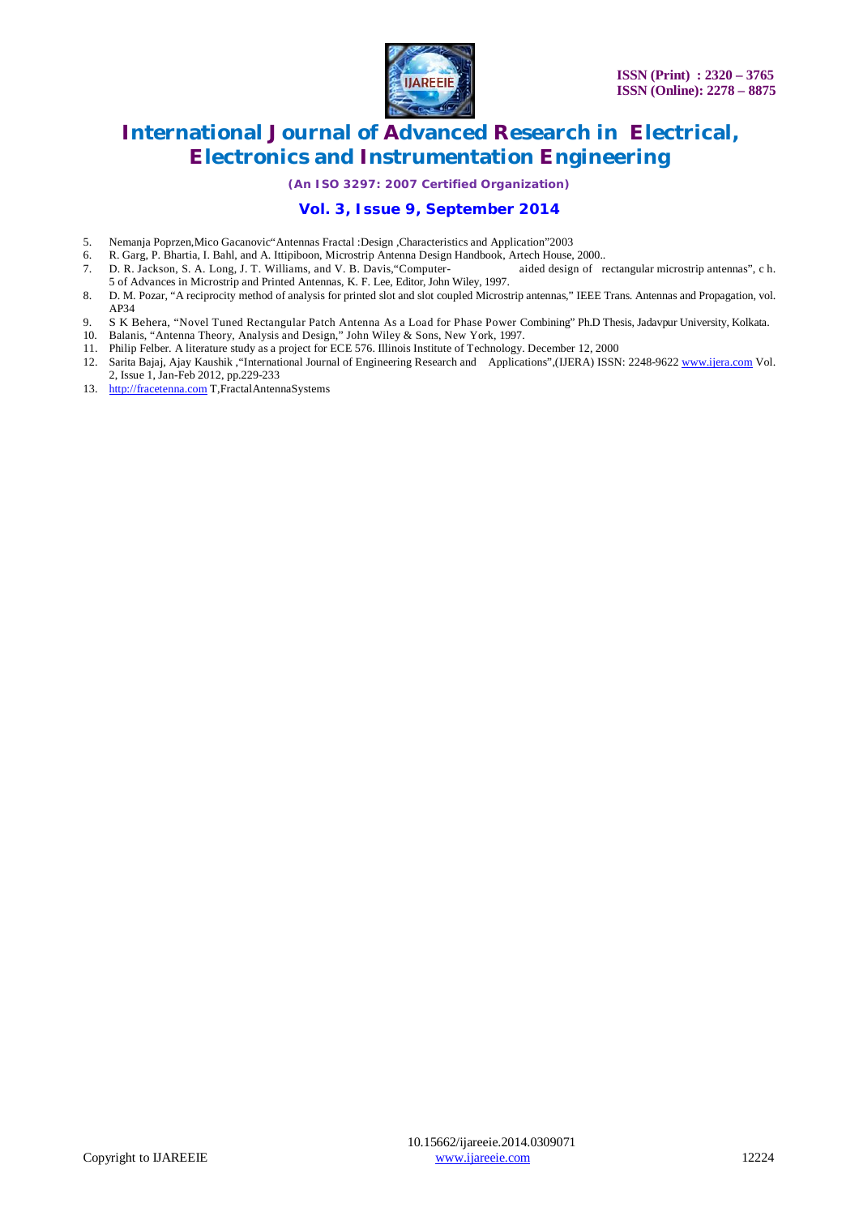5. Nemanja Poprzen,Mico Gacanovic"Antennas Fractal :Design ,Characteristics and Application"2003
6. R. Garg, P. Bhartia, I. Bahl, and A. Ittipiboon, Microstrip Antenna Design Handbook, Artech House, 2000..
7. D. R. Jackson, S. A. Long, J. T. Williams, and V. B. Davis,"Computer- aided design of rectangular microstrip antennas", c h. 5 of Advances in Microstrip and Printed Antennas, K. F. Lee, Editor, John Wiley, 1997.
8. D. M. Pozar, "A reciprocity method of analysis for printed slot and slot coupled Microstrip antennas," IEEE Trans. Antennas and Propagation, vol. AP34
9. S K Behera, "Novel Tuned Rectangular Patch Antenna As a Load for Phase Power Combining" Ph.D Thesis, Jadavpur University, Kolkata.
10. Balanis, "Antenna Theory, Analysis and Design," John Wiley & Sons, New York, 1997.
11. Philip Felber. A literature study as a project for ECE 576. Illinois Institute of Technology. December 12, 2000
12. Sarita Bajaj, Ajay Kaushik ,"International Journal of Engineering Research and Applications",(IJERA) ISSN: 2248-9622 www.ijera.com Vol. 2, Issue 1, Jan-Feb 2012, pp.229-233
13. http://fracetenna.com T,FractalAntennaSystems